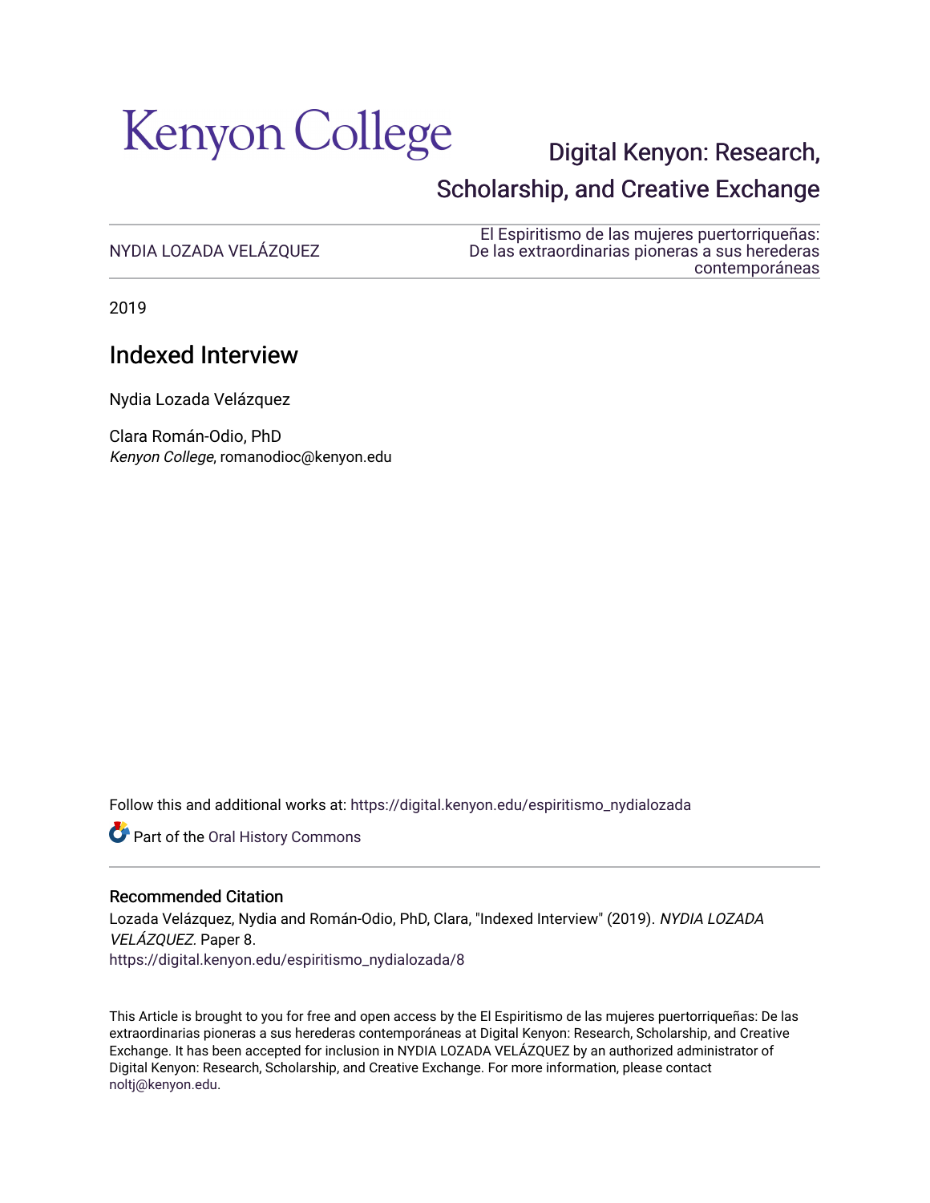Kenyon College

Digital Kenyon: Research, Scholarship, and Creative Exchange

NYDIA LOZADA VELÁZQUEZ

El Espiritismo de las mujeres puertorriqueñas: De las extraordinarias pioneras a sus herederas contemporáneas

2019

# Indexed Interview

Nydia Lozada Velázquez

Clara Román-Odio, PhD
*Kenyon College*, romanodioc@kenyon.edu

Follow this and additional works at: https://digital.kenyon.edu/espiritismo_nydialozada

Part of the Oral History Commons

### Recommended Citation

Lozada Velázquez, Nydia and Román-Odio, PhD, Clara, "Indexed Interview" (2019). *NYDIA LOZADA VELÁZQUEZ*. Paper 8.
https://digital.kenyon.edu/espiritismo_nydialozada/8

This Article is brought to you for free and open access by the El Espiritismo de las mujeres puertorriqueñas: De las extraordinarias pioneras a sus herederas contemporáneas at Digital Kenyon: Research, Scholarship, and Creative Exchange. It has been accepted for inclusion in NYDIA LOZADA VELÁZQUEZ by an authorized administrator of Digital Kenyon: Research, Scholarship, and Creative Exchange. For more information, please contact noltj@kenyon.edu.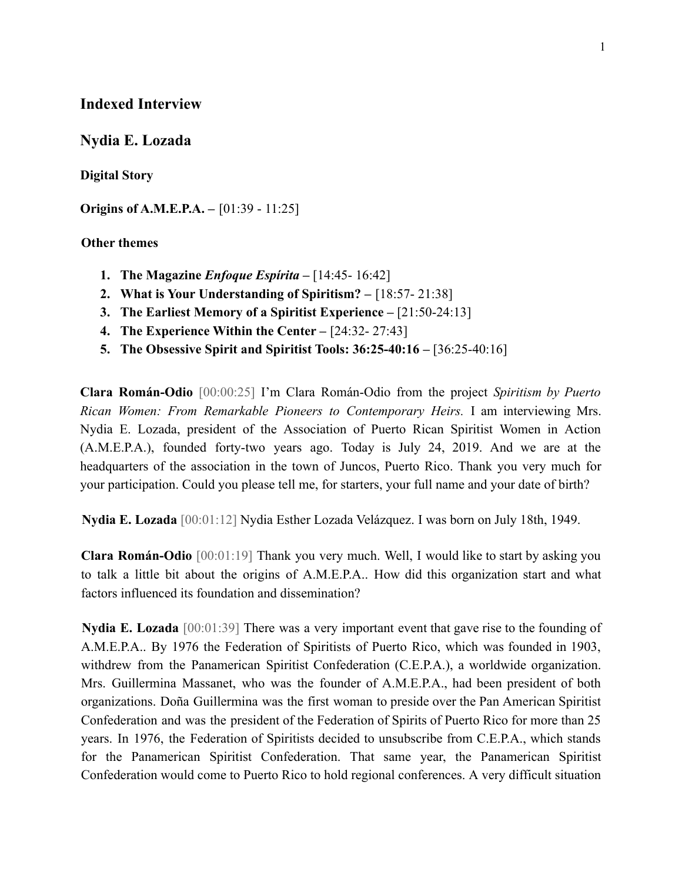## Indexed Interview

## Nydia E. Lozada

**Digital Story**

**Origins of A.M.E.P.A. –** [01:39 - 11:25]

**Other themes**

1. **The Magazine *Enfoque Espírita* –** [14:45- 16:42]
2. **What is Your Understanding of Spiritism? –** [18:57- 21:38]
3. **The Earliest Memory of a Spiritist Experience –** [21:50-24:13]
4. **The Experience Within the Center –** [24:32- 27:43]
5. **The Obsessive Spirit and Spiritist Tools: 36:25-40:16 –** [36:25-40:16]

**Clara Román-Odio** [00:00:25] I'm Clara Román-Odio from the project *Spiritism by Puerto Rican Women: From Remarkable Pioneers to Contemporary Heirs.* I am interviewing Mrs. Nydia E. Lozada, president of the Association of Puerto Rican Spiritist Women in Action (A.M.E.P.A.), founded forty-two years ago. Today is July 24, 2019. And we are at the headquarters of the association in the town of Juncos, Puerto Rico. Thank you very much for your participation. Could you please tell me, for starters, your full name and your date of birth?

**Nydia E. Lozada** [00:01:12] Nydia Esther Lozada Velázquez. I was born on July 18th, 1949.

**Clara Román-Odio** [00:01:19] Thank you very much. Well, I would like to start by asking you to talk a little bit about the origins of A.M.E.P.A.. How did this organization start and what factors influenced its foundation and dissemination?

**Nydia E. Lozada** [00:01:39] There was a very important event that gave rise to the founding of A.M.E.P.A.. By 1976 the Federation of Spiritists of Puerto Rico, which was founded in 1903, withdrew from the Panamerican Spiritist Confederation (C.E.P.A.), a worldwide organization. Mrs. Guillermina Massanet, who was the founder of A.M.E.P.A., had been president of both organizations. Doña Guillermina was the first woman to preside over the Pan American Spiritist Confederation and was the president of the Federation of Spirits of Puerto Rico for more than 25 years. In 1976, the Federation of Spiritists decided to unsubscribe from C.E.P.A., which stands for the Panamerican Spiritist Confederation. That same year, the Panamerican Spiritist Confederation would come to Puerto Rico to hold regional conferences. A very difficult situation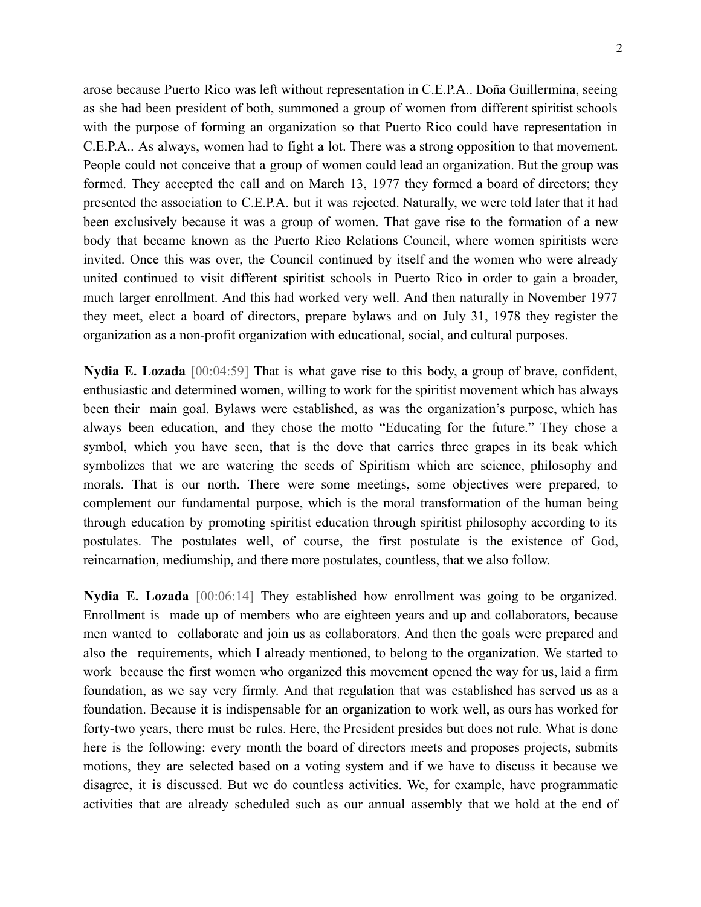arose because Puerto Rico was left without representation in C.E.P.A.. Doña Guillermina, seeing as she had been president of both, summoned a group of women from different spiritist schools with the purpose of forming an organization so that Puerto Rico could have representation in C.E.P.A.. As always, women had to fight a lot. There was a strong opposition to that movement. People could not conceive that a group of women could lead an organization. But the group was formed. They accepted the call and on March 13, 1977 they formed a board of directors; they presented the association to C.E.P.A. but it was rejected. Naturally, we were told later that it had been exclusively because it was a group of women. That gave rise to the formation of a new body that became known as the Puerto Rico Relations Council, where women spiritists were invited. Once this was over, the Council continued by itself and the women who were already united continued to visit different spiritist schools in Puerto Rico in order to gain a broader, much larger enrollment. And this had worked very well. And then naturally in November 1977 they meet, elect a board of directors, prepare bylaws and on July 31, 1978 they register the organization as a non-profit organization with educational, social, and cultural purposes.

**Nydia E. Lozada** [00:04:59] That is what gave rise to this body, a group of brave, confident, enthusiastic and determined women, willing to work for the spiritist movement which has always been their main goal. Bylaws were established, as was the organization's purpose, which has always been education, and they chose the motto "Educating for the future." They chose a symbol, which you have seen, that is the dove that carries three grapes in its beak which symbolizes that we are watering the seeds of Spiritism which are science, philosophy and morals. That is our north. There were some meetings, some objectives were prepared, to complement our fundamental purpose, which is the moral transformation of the human being through education by promoting spiritist education through spiritist philosophy according to its postulates. The postulates well, of course, the first postulate is the existence of God, reincarnation, mediumship, and there more postulates, countless, that we also follow.

**Nydia E. Lozada** [00:06:14] They established how enrollment was going to be organized. Enrollment is made up of members who are eighteen years and up and collaborators, because men wanted to collaborate and join us as collaborators. And then the goals were prepared and also the requirements, which I already mentioned, to belong to the organization. We started to work because the first women who organized this movement opened the way for us, laid a firm foundation, as we say very firmly. And that regulation that was established has served us as a foundation. Because it is indispensable for an organization to work well, as ours has worked for forty-two years, there must be rules. Here, the President presides but does not rule. What is done here is the following: every month the board of directors meets and proposes projects, submits motions, they are selected based on a voting system and if we have to discuss it because we disagree, it is discussed. But we do countless activities. We, for example, have programmatic activities that are already scheduled such as our annual assembly that we hold at the end of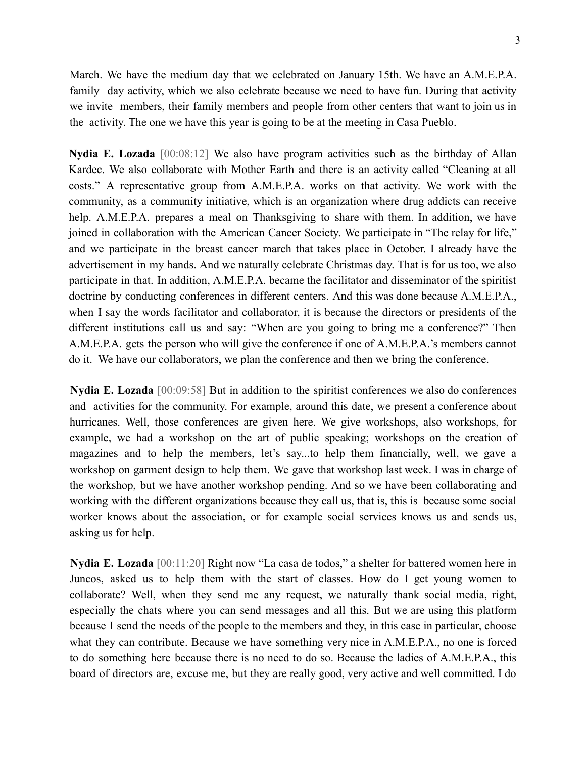March. We have the medium day that we celebrated on January 15th. We have an A.M.E.P.A. family day activity, which we also celebrate because we need to have fun. During that activity we invite members, their family members and people from other centers that want to join us in the activity. The one we have this year is going to be at the meeting in Casa Pueblo.

**Nydia E. Lozada** [00:08:12] We also have program activities such as the birthday of Allan Kardec. We also collaborate with Mother Earth and there is an activity called "Cleaning at all costs." A representative group from A.M.E.P.A. works on that activity. We work with the community, as a community initiative, which is an organization where drug addicts can receive help. A.M.E.P.A. prepares a meal on Thanksgiving to share with them. In addition, we have joined in collaboration with the American Cancer Society. We participate in "The relay for life," and we participate in the breast cancer march that takes place in October. I already have the advertisement in my hands. And we naturally celebrate Christmas day. That is for us too, we also participate in that. In addition, A.M.E.P.A. became the facilitator and disseminator of the spiritist doctrine by conducting conferences in different centers. And this was done because A.M.E.P.A., when I say the words facilitator and collaborator, it is because the directors or presidents of the different institutions call us and say: "When are you going to bring me a conference?" Then A.M.E.P.A. gets the person who will give the conference if one of A.M.E.P.A.'s members cannot do it. We have our collaborators, we plan the conference and then we bring the conference.

**Nydia E. Lozada** [00:09:58] But in addition to the spiritist conferences we also do conferences and activities for the community. For example, around this date, we present a conference about hurricanes. Well, those conferences are given here. We give workshops, also workshops, for example, we had a workshop on the art of public speaking; workshops on the creation of magazines and to help the members, let's say...to help them financially, well, we gave a workshop on garment design to help them. We gave that workshop last week. I was in charge of the workshop, but we have another workshop pending. And so we have been collaborating and working with the different organizations because they call us, that is, this is because some social worker knows about the association, or for example social services knows us and sends us, asking us for help.

**Nydia E. Lozada** [00:11:20] Right now "La casa de todos," a shelter for battered women here in Juncos, asked us to help them with the start of classes. How do I get young women to collaborate? Well, when they send me any request, we naturally thank social media, right, especially the chats where you can send messages and all this. But we are using this platform because I send the needs of the people to the members and they, in this case in particular, choose what they can contribute. Because we have something very nice in A.M.E.P.A., no one is forced to do something here because there is no need to do so. Because the ladies of A.M.E.P.A., this board of directors are, excuse me, but they are really good, very active and well committed. I do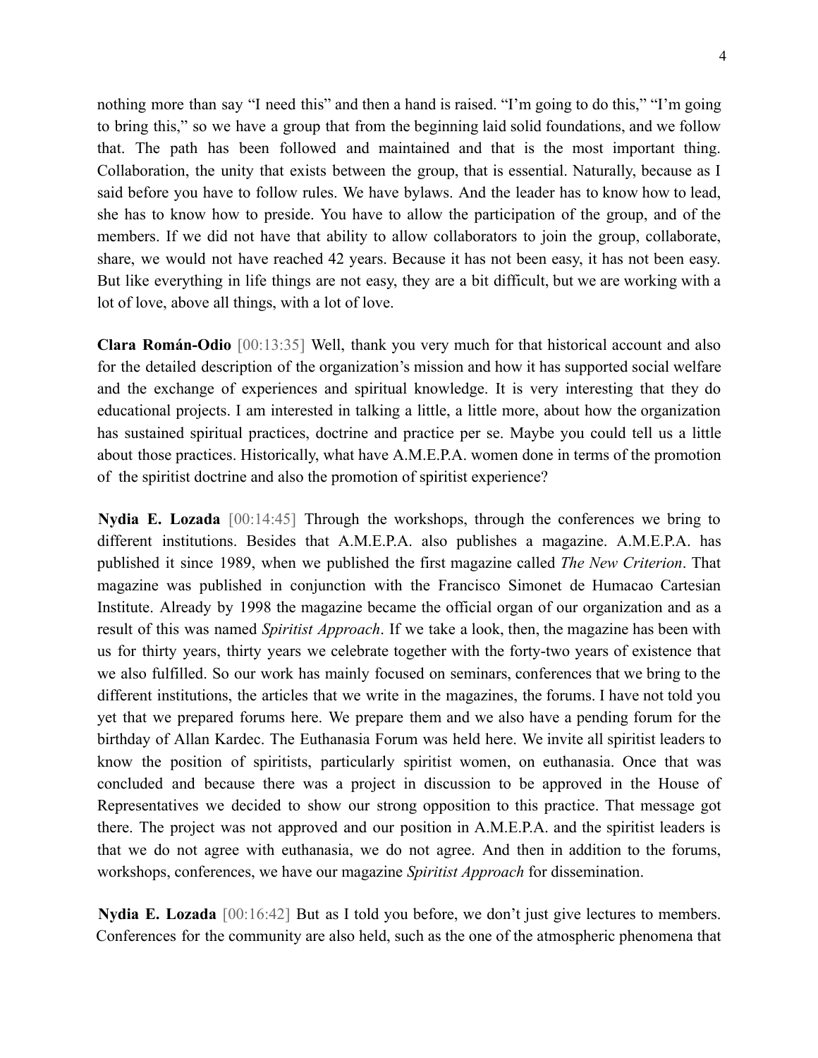nothing more than say "I need this" and then a hand is raised. "I'm going to do this," "I'm going to bring this," so we have a group that from the beginning laid solid foundations, and we follow that. The path has been followed and maintained and that is the most important thing. Collaboration, the unity that exists between the group, that is essential. Naturally, because as I said before you have to follow rules. We have bylaws. And the leader has to know how to lead, she has to know how to preside. You have to allow the participation of the group, and of the members. If we did not have that ability to allow collaborators to join the group, collaborate, share, we would not have reached 42 years. Because it has not been easy, it has not been easy. But like everything in life things are not easy, they are a bit difficult, but we are working with a lot of love, above all things, with a lot of love.

**Clara Román-Odio** [00:13:35] Well, thank you very much for that historical account and also for the detailed description of the organization's mission and how it has supported social welfare and the exchange of experiences and spiritual knowledge. It is very interesting that they do educational projects. I am interested in talking a little, a little more, about how the organization has sustained spiritual practices, doctrine and practice per se. Maybe you could tell us a little about those practices. Historically, what have A.M.E.P.A. women done in terms of the promotion of the spiritist doctrine and also the promotion of spiritist experience?

**Nydia E. Lozada** [00:14:45] Through the workshops, through the conferences we bring to different institutions. Besides that A.M.E.P.A. also publishes a magazine. A.M.E.P.A. has published it since 1989, when we published the first magazine called *The New Criterion*. That magazine was published in conjunction with the Francisco Simonet de Humacao Cartesian Institute. Already by 1998 the magazine became the official organ of our organization and as a result of this was named *Spiritist Approach*. If we take a look, then, the magazine has been with us for thirty years, thirty years we celebrate together with the forty-two years of existence that we also fulfilled. So our work has mainly focused on seminars, conferences that we bring to the different institutions, the articles that we write in the magazines, the forums. I have not told you yet that we prepared forums here. We prepare them and we also have a pending forum for the birthday of Allan Kardec. The Euthanasia Forum was held here. We invite all spiritist leaders to know the position of spiritists, particularly spiritist women, on euthanasia. Once that was concluded and because there was a project in discussion to be approved in the House of Representatives we decided to show our strong opposition to this practice. That message got there. The project was not approved and our position in A.M.E.P.A. and the spiritist leaders is that we do not agree with euthanasia, we do not agree. And then in addition to the forums, workshops, conferences, we have our magazine *Spiritist Approach* for dissemination.

**Nydia E. Lozada** [00:16:42] But as I told you before, we don't just give lectures to members. Conferences for the community are also held, such as the one of the atmospheric phenomena that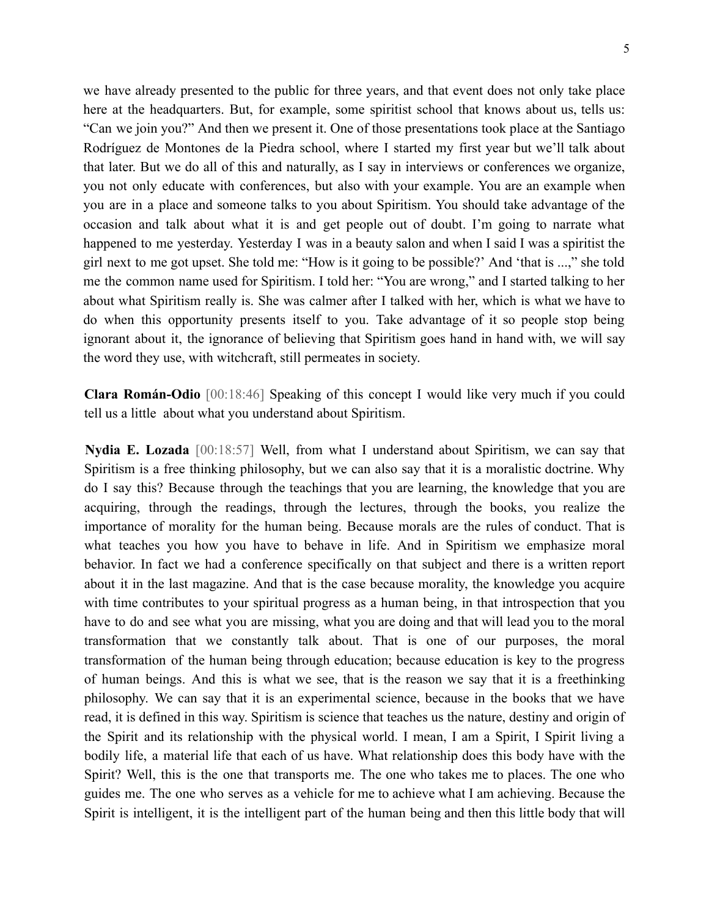we have already presented to the public for three years, and that event does not only take place here at the headquarters. But, for example, some spiritist school that knows about us, tells us: "Can we join you?" And then we present it. One of those presentations took place at the Santiago Rodríguez de Montones de la Piedra school, where I started my first year but we'll talk about that later. But we do all of this and naturally, as I say in interviews or conferences we organize, you not only educate with conferences, but also with your example. You are an example when you are in a place and someone talks to you about Spiritism. You should take advantage of the occasion and talk about what it is and get people out of doubt. I'm going to narrate what happened to me yesterday. Yesterday I was in a beauty salon and when I said I was a spiritist the girl next to me got upset. She told me: "How is it going to be possible?' And 'that is ...," she told me the common name used for Spiritism. I told her: "You are wrong," and I started talking to her about what Spiritism really is. She was calmer after I talked with her, which is what we have to do when this opportunity presents itself to you. Take advantage of it so people stop being ignorant about it, the ignorance of believing that Spiritism goes hand in hand with, we will say the word they use, with witchcraft, still permeates in society.

**Clara Román-Odio** [00:18:46] Speaking of this concept I would like very much if you could tell us a little about what you understand about Spiritism.

**Nydia E. Lozada** [00:18:57] Well, from what I understand about Spiritism, we can say that Spiritism is a free thinking philosophy, but we can also say that it is a moralistic doctrine. Why do I say this? Because through the teachings that you are learning, the knowledge that you are acquiring, through the readings, through the lectures, through the books, you realize the importance of morality for the human being. Because morals are the rules of conduct. That is what teaches you how you have to behave in life. And in Spiritism we emphasize moral behavior. In fact we had a conference specifically on that subject and there is a written report about it in the last magazine. And that is the case because morality, the knowledge you acquire with time contributes to your spiritual progress as a human being, in that introspection that you have to do and see what you are missing, what you are doing and that will lead you to the moral transformation that we constantly talk about. That is one of our purposes, the moral transformation of the human being through education; because education is key to the progress of human beings. And this is what we see, that is the reason we say that it is a freethinking philosophy. We can say that it is an experimental science, because in the books that we have read, it is defined in this way. Spiritism is science that teaches us the nature, destiny and origin of the Spirit and its relationship with the physical world. I mean, I am a Spirit, I Spirit living a bodily life, a material life that each of us have. What relationship does this body have with the Spirit? Well, this is the one that transports me. The one who takes me to places. The one who guides me. The one who serves as a vehicle for me to achieve what I am achieving. Because the Spirit is intelligent, it is the intelligent part of the human being and then this little body that will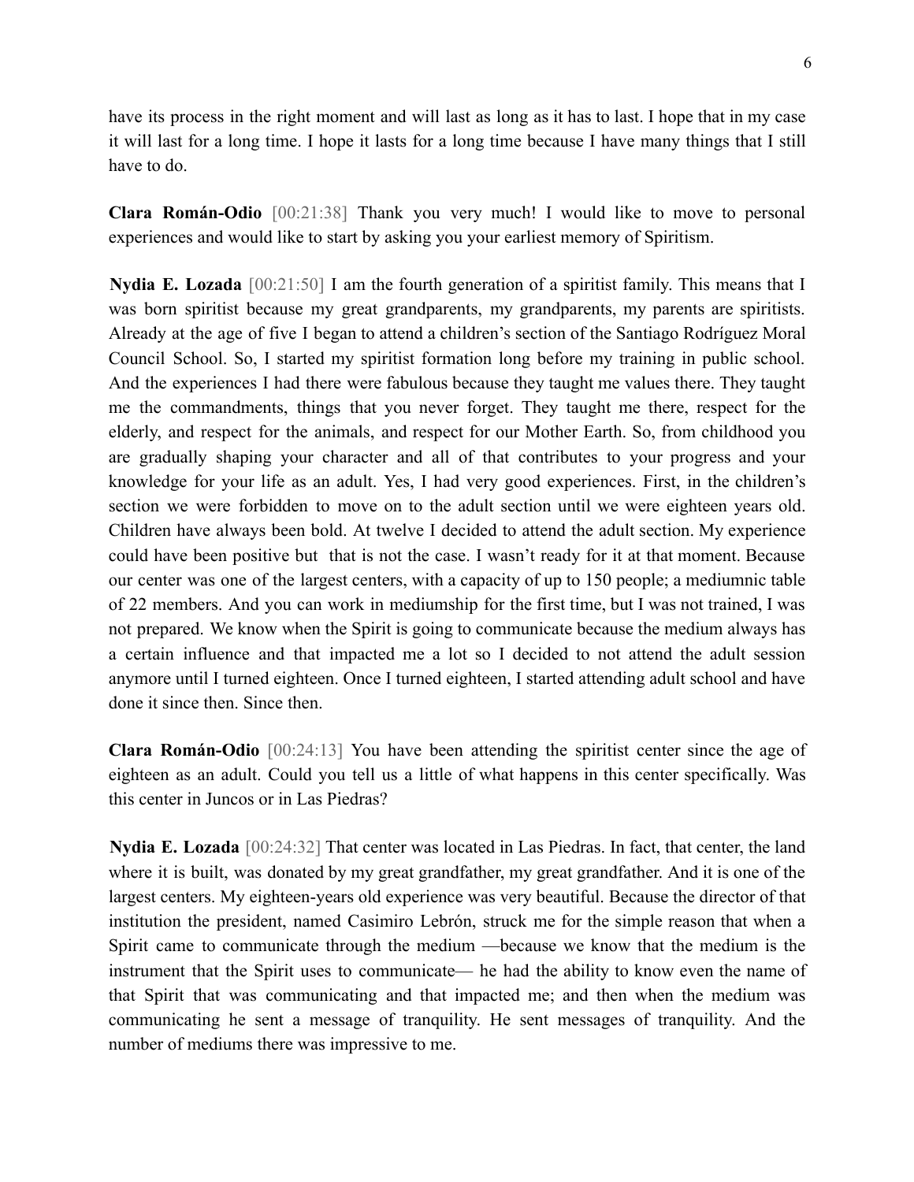have its process in the right moment and will last as long as it has to last. I hope that in my case it will last for a long time. I hope it lasts for a long time because I have many things that I still have to do.

**Clara Román-Odio** [00:21:38] Thank you very much! I would like to move to personal experiences and would like to start by asking you your earliest memory of Spiritism.

**Nydia E. Lozada** [00:21:50] I am the fourth generation of a spiritist family. This means that I was born spiritist because my great grandparents, my grandparents, my parents are spiritists. Already at the age of five I began to attend a children's section of the Santiago Rodríguez Moral Council School. So, I started my spiritist formation long before my training in public school. And the experiences I had there were fabulous because they taught me values there. They taught me the commandments, things that you never forget. They taught me there, respect for the elderly, and respect for the animals, and respect for our Mother Earth. So, from childhood you are gradually shaping your character and all of that contributes to your progress and your knowledge for your life as an adult. Yes, I had very good experiences. First, in the children's section we were forbidden to move on to the adult section until we were eighteen years old. Children have always been bold. At twelve I decided to attend the adult section. My experience could have been positive but that is not the case. I wasn't ready for it at that moment. Because our center was one of the largest centers, with a capacity of up to 150 people; a mediumnic table of 22 members. And you can work in mediumship for the first time, but I was not trained, I was not prepared. We know when the Spirit is going to communicate because the medium always has a certain influence and that impacted me a lot so I decided to not attend the adult session anymore until I turned eighteen. Once I turned eighteen, I started attending adult school and have done it since then. Since then.

**Clara Román-Odio** [00:24:13] You have been attending the spiritist center since the age of eighteen as an adult. Could you tell us a little of what happens in this center specifically. Was this center in Juncos or in Las Piedras?

**Nydia E. Lozada** [00:24:32] That center was located in Las Piedras. In fact, that center, the land where it is built, was donated by my great grandfather, my great grandfather. And it is one of the largest centers. My eighteen-years old experience was very beautiful. Because the director of that institution the president, named Casimiro Lebrón, struck me for the simple reason that when a Spirit came to communicate through the medium —because we know that the medium is the instrument that the Spirit uses to communicate— he had the ability to know even the name of that Spirit that was communicating and that impacted me; and then when the medium was communicating he sent a message of tranquility. He sent messages of tranquility. And the number of mediums there was impressive to me.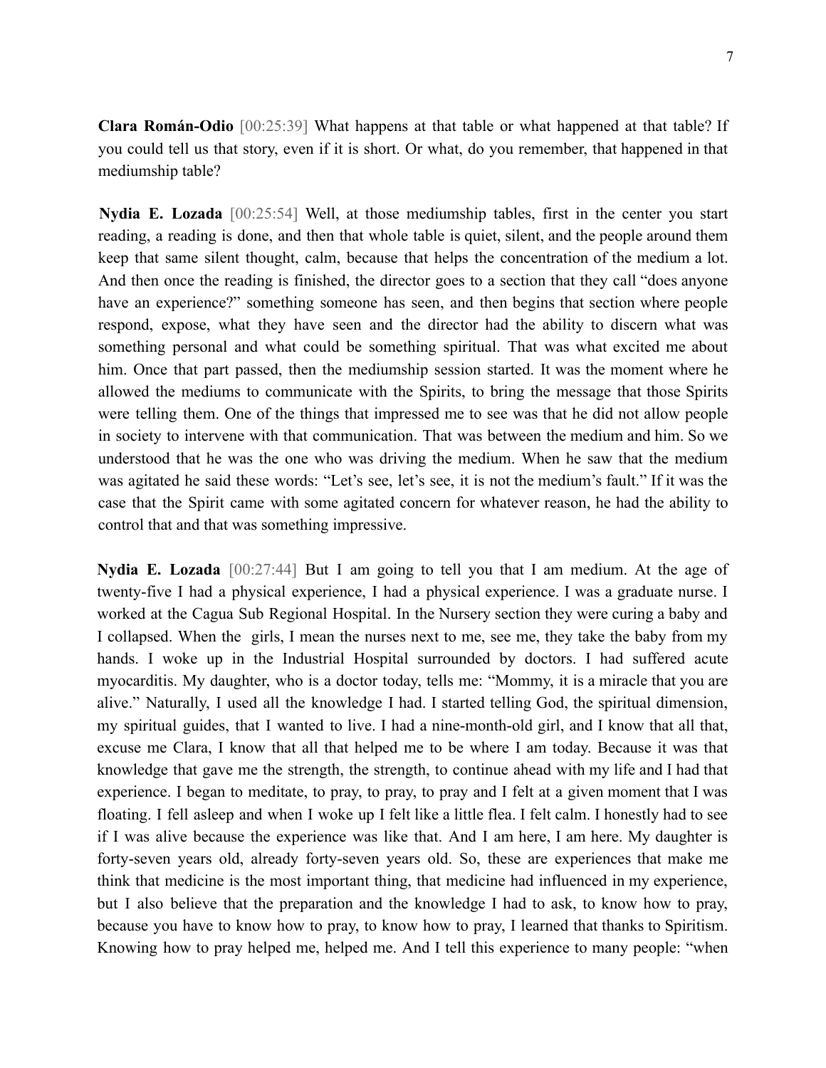**Clara Román-Odio** [00:25:39] What happens at that table or what happened at that table? If you could tell us that story, even if it is short. Or what, do you remember, that happened in that mediumship table?

**Nydia E. Lozada** [00:25:54] Well, at those mediumship tables, first in the center you start reading, a reading is done, and then that whole table is quiet, silent, and the people around them keep that same silent thought, calm, because that helps the concentration of the medium a lot. And then once the reading is finished, the director goes to a section that they call "does anyone have an experience?" something someone has seen, and then begins that section where people respond, expose, what they have seen and the director had the ability to discern what was something personal and what could be something spiritual. That was what excited me about him. Once that part passed, then the mediumship session started. It was the moment where he allowed the mediums to communicate with the Spirits, to bring the message that those Spirits were telling them. One of the things that impressed me to see was that he did not allow people in society to intervene with that communication. That was between the medium and him. So we understood that he was the one who was driving the medium. When he saw that the medium was agitated he said these words: "Let's see, let's see, it is not the medium's fault." If it was the case that the Spirit came with some agitated concern for whatever reason, he had the ability to control that and that was something impressive.

**Nydia E. Lozada** [00:27:44] But I am going to tell you that I am medium. At the age of twenty-five I had a physical experience, I had a physical experience. I was a graduate nurse. I worked at the Cagua Sub Regional Hospital. In the Nursery section they were curing a baby and I collapsed. When the girls, I mean the nurses next to me, see me, they take the baby from my hands. I woke up in the Industrial Hospital surrounded by doctors. I had suffered acute myocarditis. My daughter, who is a doctor today, tells me: "Mommy, it is a miracle that you are alive." Naturally, I used all the knowledge I had. I started telling God, the spiritual dimension, my spiritual guides, that I wanted to live. I had a nine-month-old girl, and I know that all that, excuse me Clara, I know that all that helped me to be where I am today. Because it was that knowledge that gave me the strength, the strength, to continue ahead with my life and I had that experience. I began to meditate, to pray, to pray, to pray and I felt at a given moment that I was floating. I fell asleep and when I woke up I felt like a little flea. I felt calm. I honestly had to see if I was alive because the experience was like that. And I am here, I am here. My daughter is forty-seven years old, already forty-seven years old. So, these are experiences that make me think that medicine is the most important thing, that medicine had influenced in my experience, but I also believe that the preparation and the knowledge I had to ask, to know how to pray, because you have to know how to pray, to know how to pray, I learned that thanks to Spiritism. Knowing how to pray helped me, helped me. And I tell this experience to many people: "when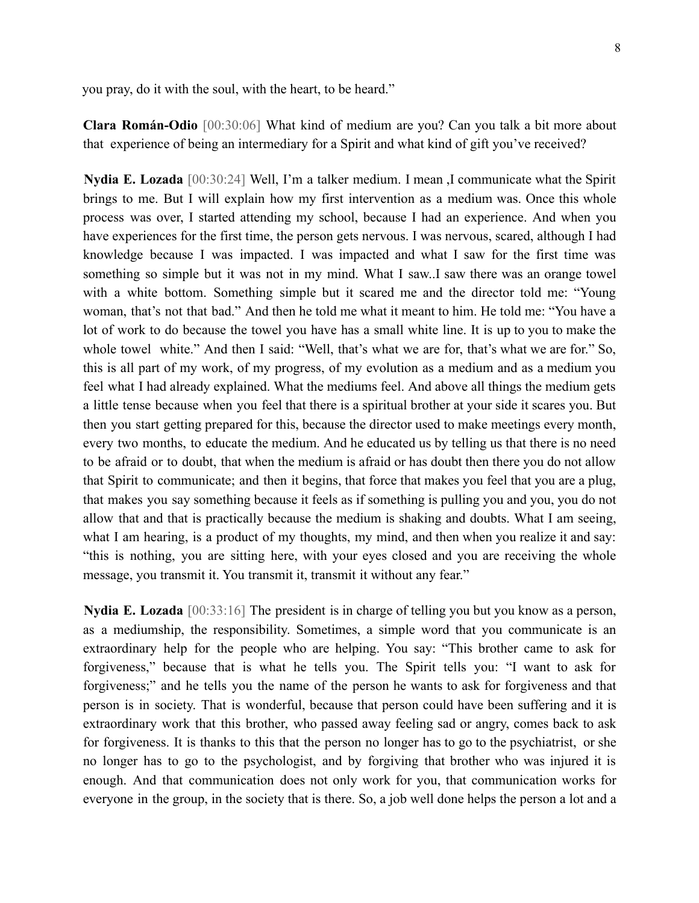you pray, do it with the soul, with the heart, to be heard."

**Clara Román-Odio** [00:30:06] What kind of medium are you? Can you talk a bit more about that experience of being an intermediary for a Spirit and what kind of gift you've received?

**Nydia E. Lozada** [00:30:24] Well, I'm a talker medium. I mean ,I communicate what the Spirit brings to me. But I will explain how my first intervention as a medium was. Once this whole process was over, I started attending my school, because I had an experience. And when you have experiences for the first time, the person gets nervous. I was nervous, scared, although I had knowledge because I was impacted. I was impacted and what I saw for the first time was something so simple but it was not in my mind. What I saw..I saw there was an orange towel with a white bottom. Something simple but it scared me and the director told me: "Young woman, that's not that bad." And then he told me what it meant to him. He told me: "You have a lot of work to do because the towel you have has a small white line. It is up to you to make the whole towel white." And then I said: "Well, that's what we are for, that's what we are for." So, this is all part of my work, of my progress, of my evolution as a medium and as a medium you feel what I had already explained. What the mediums feel. And above all things the medium gets a little tense because when you feel that there is a spiritual brother at your side it scares you. But then you start getting prepared for this, because the director used to make meetings every month, every two months, to educate the medium. And he educated us by telling us that there is no need to be afraid or to doubt, that when the medium is afraid or has doubt then there you do not allow that Spirit to communicate; and then it begins, that force that makes you feel that you are a plug, that makes you say something because it feels as if something is pulling you and you, you do not allow that and that is practically because the medium is shaking and doubts. What I am seeing, what I am hearing, is a product of my thoughts, my mind, and then when you realize it and say: "this is nothing, you are sitting here, with your eyes closed and you are receiving the whole message, you transmit it. You transmit it, transmit it without any fear."

**Nydia E. Lozada** [00:33:16] The president is in charge of telling you but you know as a person, as a mediumship, the responsibility. Sometimes, a simple word that you communicate is an extraordinary help for the people who are helping. You say: "This brother came to ask for forgiveness," because that is what he tells you. The Spirit tells you: "I want to ask for forgiveness;" and he tells you the name of the person he wants to ask for forgiveness and that person is in society. That is wonderful, because that person could have been suffering and it is extraordinary work that this brother, who passed away feeling sad or angry, comes back to ask for forgiveness. It is thanks to this that the person no longer has to go to the psychiatrist, or she no longer has to go to the psychologist, and by forgiving that brother who was injured it is enough. And that communication does not only work for you, that communication works for everyone in the group, in the society that is there. So, a job well done helps the person a lot and a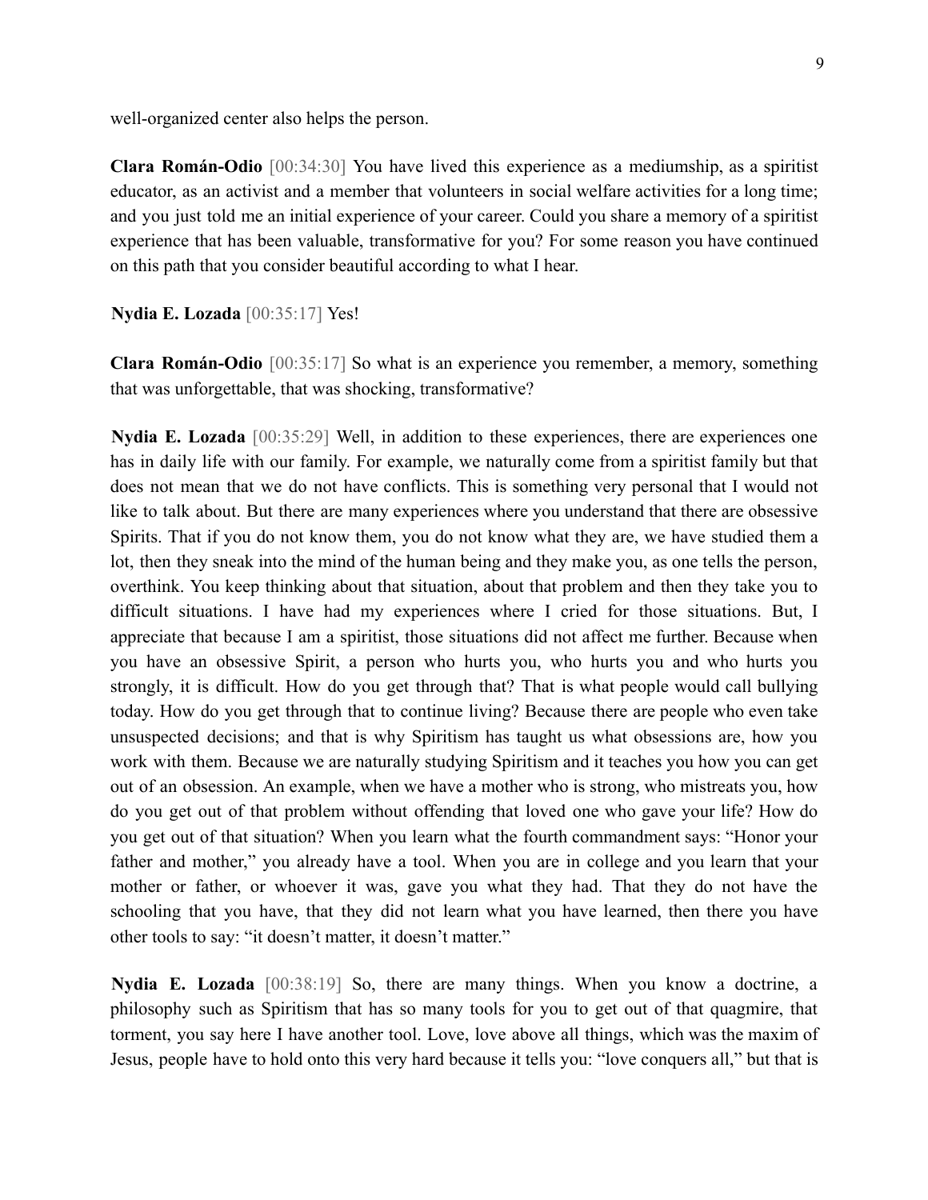well-organized center also helps the person.

**Clara Román-Odio** [00:34:30] You have lived this experience as a mediumship, as a spiritist educator, as an activist and a member that volunteers in social welfare activities for a long time; and you just told me an initial experience of your career. Could you share a memory of a spiritist experience that has been valuable, transformative for you? For some reason you have continued on this path that you consider beautiful according to what I hear.

**Nydia E. Lozada** [00:35:17] Yes!

**Clara Román-Odio** [00:35:17] So what is an experience you remember, a memory, something that was unforgettable, that was shocking, transformative?

**Nydia E. Lozada** [00:35:29] Well, in addition to these experiences, there are experiences one has in daily life with our family. For example, we naturally come from a spiritist family but that does not mean that we do not have conflicts. This is something very personal that I would not like to talk about. But there are many experiences where you understand that there are obsessive Spirits. That if you do not know them, you do not know what they are, we have studied them a lot, then they sneak into the mind of the human being and they make you, as one tells the person, overthink. You keep thinking about that situation, about that problem and then they take you to difficult situations. I have had my experiences where I cried for those situations. But, I appreciate that because I am a spiritist, those situations did not affect me further. Because when you have an obsessive Spirit, a person who hurts you, who hurts you and who hurts you strongly, it is difficult. How do you get through that? That is what people would call bullying today. How do you get through that to continue living? Because there are people who even take unsuspected decisions; and that is why Spiritism has taught us what obsessions are, how you work with them. Because we are naturally studying Spiritism and it teaches you how you can get out of an obsession. An example, when we have a mother who is strong, who mistreats you, how do you get out of that problem without offending that loved one who gave your life? How do you get out of that situation? When you learn what the fourth commandment says: "Honor your father and mother," you already have a tool. When you are in college and you learn that your mother or father, or whoever it was, gave you what they had. That they do not have the schooling that you have, that they did not learn what you have learned, then there you have other tools to say: "it doesn't matter, it doesn't matter."

**Nydia E. Lozada** [00:38:19] So, there are many things. When you know a doctrine, a philosophy such as Spiritism that has so many tools for you to get out of that quagmire, that torment, you say here I have another tool. Love, love above all things, which was the maxim of Jesus, people have to hold onto this very hard because it tells you: "love conquers all," but that is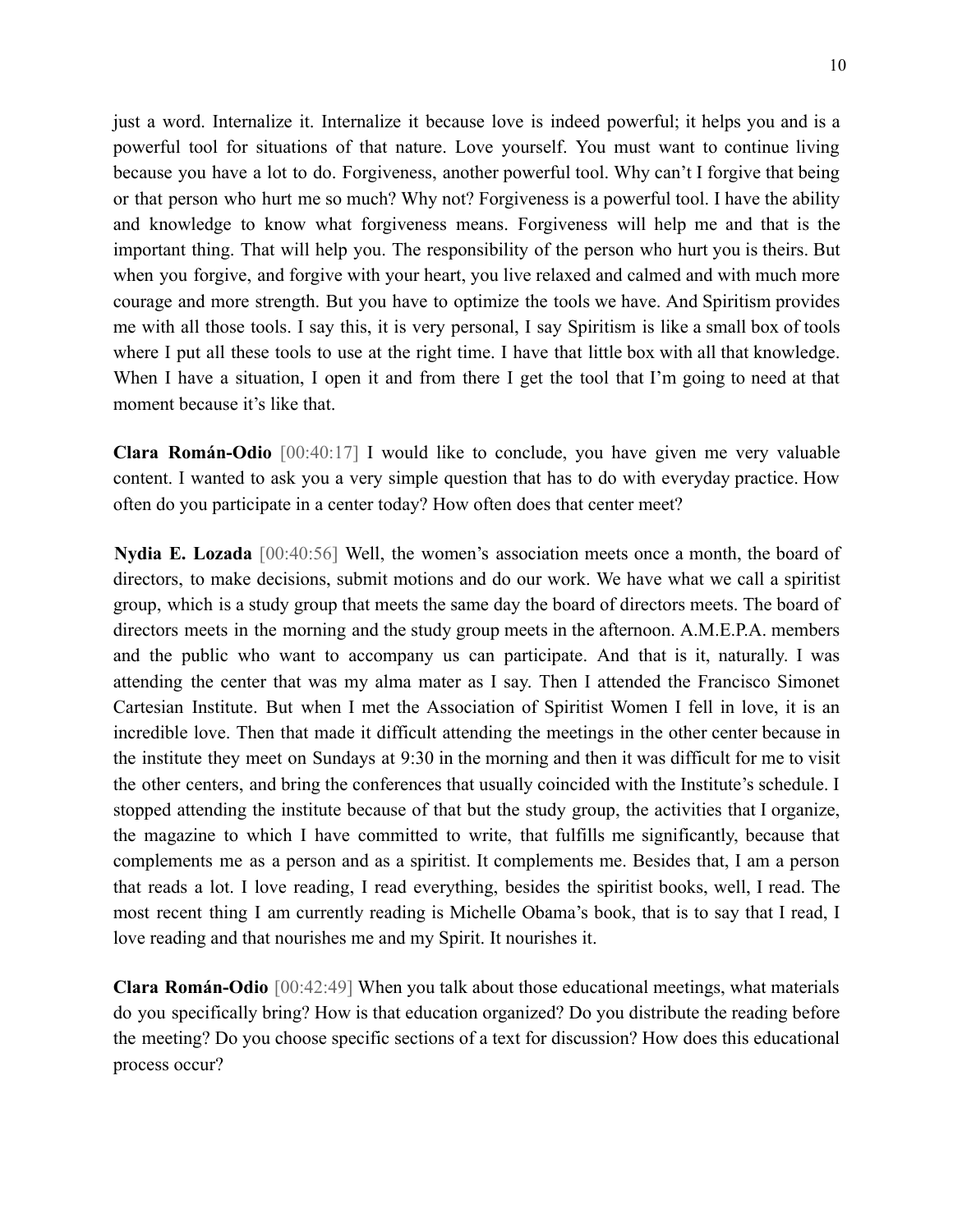just a word. Internalize it. Internalize it because love is indeed powerful; it helps you and is a powerful tool for situations of that nature. Love yourself. You must want to continue living because you have a lot to do. Forgiveness, another powerful tool. Why can't I forgive that being or that person who hurt me so much? Why not? Forgiveness is a powerful tool. I have the ability and knowledge to know what forgiveness means. Forgiveness will help me and that is the important thing. That will help you. The responsibility of the person who hurt you is theirs. But when you forgive, and forgive with your heart, you live relaxed and calmed and with much more courage and more strength. But you have to optimize the tools we have. And Spiritism provides me with all those tools. I say this, it is very personal, I say Spiritism is like a small box of tools where I put all these tools to use at the right time. I have that little box with all that knowledge. When I have a situation, I open it and from there I get the tool that I'm going to need at that moment because it's like that.

**Clara Román-Odio** [00:40:17] I would like to conclude, you have given me very valuable content. I wanted to ask you a very simple question that has to do with everyday practice. How often do you participate in a center today? How often does that center meet?

**Nydia E. Lozada** [00:40:56] Well, the women's association meets once a month, the board of directors, to make decisions, submit motions and do our work. We have what we call a spiritist group, which is a study group that meets the same day the board of directors meets. The board of directors meets in the morning and the study group meets in the afternoon. A.M.E.P.A. members and the public who want to accompany us can participate. And that is it, naturally. I was attending the center that was my alma mater as I say. Then I attended the Francisco Simonet Cartesian Institute. But when I met the Association of Spiritist Women I fell in love, it is an incredible love. Then that made it difficult attending the meetings in the other center because in the institute they meet on Sundays at 9:30 in the morning and then it was difficult for me to visit the other centers, and bring the conferences that usually coincided with the Institute's schedule. I stopped attending the institute because of that but the study group, the activities that I organize, the magazine to which I have committed to write, that fulfills me significantly, because that complements me as a person and as a spiritist. It complements me. Besides that, I am a person that reads a lot. I love reading, I read everything, besides the spiritist books, well, I read. The most recent thing I am currently reading is Michelle Obama's book, that is to say that I read, I love reading and that nourishes me and my Spirit. It nourishes it.

**Clara Román-Odio** [00:42:49] When you talk about those educational meetings, what materials do you specifically bring? How is that education organized? Do you distribute the reading before the meeting? Do you choose specific sections of a text for discussion? How does this educational process occur?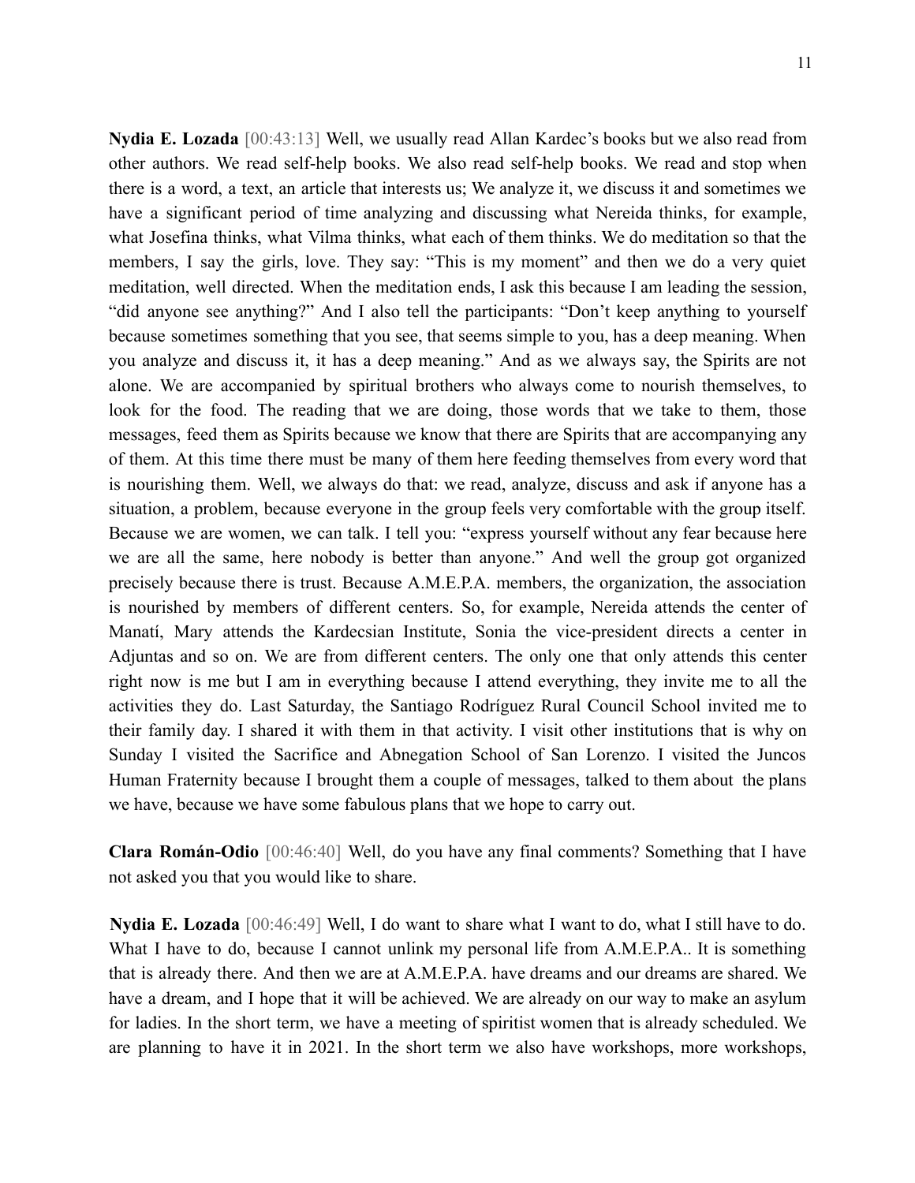**Nydia E. Lozada** [00:43:13] Well, we usually read Allan Kardec's books but we also read from other authors. We read self-help books. We also read self-help books. We read and stop when there is a word, a text, an article that interests us; We analyze it, we discuss it and sometimes we have a significant period of time analyzing and discussing what Nereida thinks, for example, what Josefina thinks, what Vilma thinks, what each of them thinks. We do meditation so that the members, I say the girls, love. They say: "This is my moment" and then we do a very quiet meditation, well directed. When the meditation ends, I ask this because I am leading the session, "did anyone see anything?" And I also tell the participants: "Don't keep anything to yourself because sometimes something that you see, that seems simple to you, has a deep meaning. When you analyze and discuss it, it has a deep meaning." And as we always say, the Spirits are not alone. We are accompanied by spiritual brothers who always come to nourish themselves, to look for the food. The reading that we are doing, those words that we take to them, those messages, feed them as Spirits because we know that there are Spirits that are accompanying any of them. At this time there must be many of them here feeding themselves from every word that is nourishing them. Well, we always do that: we read, analyze, discuss and ask if anyone has a situation, a problem, because everyone in the group feels very comfortable with the group itself. Because we are women, we can talk. I tell you: "express yourself without any fear because here we are all the same, here nobody is better than anyone." And well the group got organized precisely because there is trust. Because A.M.E.P.A. members, the organization, the association is nourished by members of different centers. So, for example, Nereida attends the center of Manatí, Mary attends the Kardecsian Institute, Sonia the vice-president directs a center in Adjuntas and so on. We are from different centers. The only one that only attends this center right now is me but I am in everything because I attend everything, they invite me to all the activities they do. Last Saturday, the Santiago Rodríguez Rural Council School invited me to their family day. I shared it with them in that activity. I visit other institutions that is why on Sunday I visited the Sacrifice and Abnegation School of San Lorenzo. I visited the Juncos Human Fraternity because I brought them a couple of messages, talked to them about the plans we have, because we have some fabulous plans that we hope to carry out.

**Clara Román-Odio** [00:46:40] Well, do you have any final comments? Something that I have not asked you that you would like to share.

**Nydia E. Lozada** [00:46:49] Well, I do want to share what I want to do, what I still have to do. What I have to do, because I cannot unlink my personal life from A.M.E.P.A.. It is something that is already there. And then we are at A.M.E.P.A. have dreams and our dreams are shared. We have a dream, and I hope that it will be achieved. We are already on our way to make an asylum for ladies. In the short term, we have a meeting of spiritist women that is already scheduled. We are planning to have it in 2021. In the short term we also have workshops, more workshops,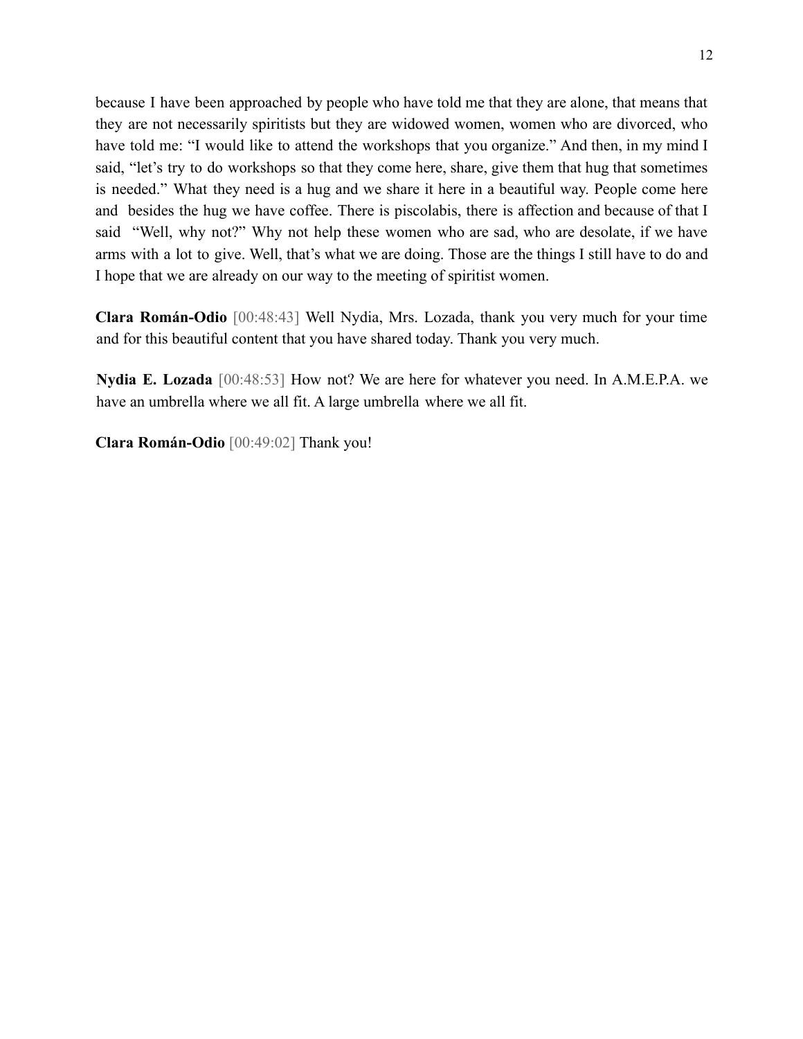because I have been approached by people who have told me that they are alone, that means that they are not necessarily spiritists but they are widowed women, women who are divorced, who have told me: "I would like to attend the workshops that you organize." And then, in my mind I said, "let's try to do workshops so that they come here, share, give them that hug that sometimes is needed." What they need is a hug and we share it here in a beautiful way. People come here and besides the hug we have coffee. There is piscolabis, there is affection and because of that I said "Well, why not?" Why not help these women who are sad, who are desolate, if we have arms with a lot to give. Well, that's what we are doing. Those are the things I still have to do and I hope that we are already on our way to the meeting of spiritist women.

**Clara Román-Odio** [00:48:43] Well Nydia, Mrs. Lozada, thank you very much for your time and for this beautiful content that you have shared today. Thank you very much.

**Nydia E. Lozada** [00:48:53] How not? We are here for whatever you need. In A.M.E.P.A. we have an umbrella where we all fit. A large umbrella where we all fit.

**Clara Román-Odio** [00:49:02] Thank you!